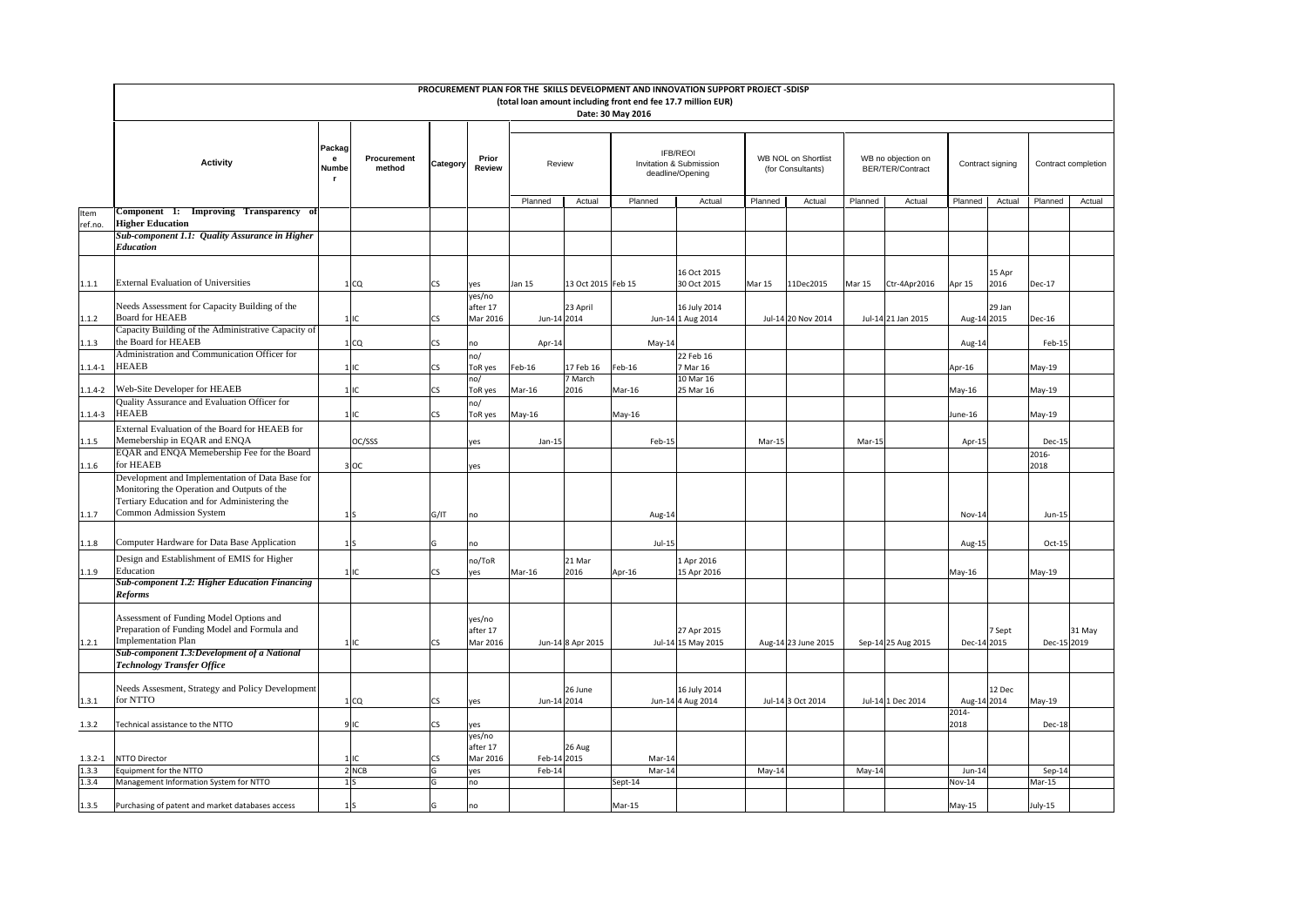# PROCUREMENT PLAN FOR THE SKILLS DEVELOPMENT AND INNOVATION SUPPORT PROJECT -SDISP

(total loan amount including front end fee 17.7 million EUR)

Date: 30 May 2016

| Item ref.no. | Activity | Package Number | Procurement method | Category | Prior Review | Review | | IFB/REOI Invitation & Submission deadline/Opening | | WB NOL on Shortlist (for Consultants) | | WB no objection on BER/TER/Contract | | Contract signing | | Contract completion | |
|---|---|---|---|---|---|---|---|---|---|---|---|---|---|---|---|---|---|
| | | | | | | Planned | Actual | Planned | Actual | Planned | Actual | Planned | Actual | Planned | Actual | Planned | Actual |
| | **Component 1: Improving Transparency of Higher Education** | | | | | | | | | | | | | | | | |
| | ***Sub-component 1.1: Quality Assurance in Higher Education*** | | | | | | | | | | | | | | | | |
| 1.1.1 | External Evaluation of Universities | 1 | CQ | CS | yes | Jan 15 | 13 Oct 2015 | Feb 15 | 16 Oct 2015 30 Oct 2015 | Mar 15 | 11Dec2015 | Mar 15 | Ctr-4Apr2016 | Apr 15 | 15 Apr 2016 | Dec-17 | |
| 1.1.2 | Needs Assessment for Capacity Building of the Board for HEAEB | 1 | IC | CS | yes/no after 17 Mar 2016 | Jun-14 | 23 April 2014 | Jun-14 | 16 July 2014 1 Aug 2014 | Jul-14 | 20 Nov 2014 | Jul-14 | 21 Jan 2015 | Aug-14 | 29 Jan 2015 | Dec-16 | |
| 1.1.3 | Capacity Building of the Administrative Capacity of the Board for HEAEB | 1 | CQ | CS | no | Apr-14 | | May-14 | | | | | | Aug-14 | | Feb-15 | |
| 1.1.4-1 | Administration and Communication Officer for HEAEB | 1 | IC | CS | no/ ToR yes | Feb-16 | 17 Feb 16 | Feb-16 | 22 Feb 16 7 Mar 16 | | | | | Apr-16 | | May-19 | |
| 1.1.4-2 | Web-Site Developer for HEAEB | 1 | IC | CS | no/ ToR yes | Mar-16 | 7 March 2016 | Mar-16 | 10 Mar 16 25 Mar 16 | | | | | May-16 | | May-19 | |
| 1.1.4-3 | Quality Assurance and Evaluation Officer for HEAEB | 1 | IC | CS | no/ ToR yes | May-16 | | May-16 | | | | | | June-16 | | May-19 | |
| 1.1.5 | External Evaluation of the Board for HEAEB for Memebership in EQAR and ENQA | | OC/SSS | | yes | Jan-15 | | Feb-15 | | Mar-15 | | Mar-15 | | Apr-15 | | Dec-15 | |
| 1.1.6 | EQAR and ENQA Memebership Fee for the Board for HEAEB | 3 | OC | | yes | | | | | | | | | | | 2016-2018 | |
| 1.1.7 | Development and Implementation of Data Base for Monitoring the Operation and Outputs of the Tertiary Education and for Administering the Common Admission System | 1 | S | G/IT | no | | | Aug-14 | | | | | | Nov-14 | | Jun-15 | |
| 1.1.8 | Computer Hardware for Data Base Application | 1 | S | G | no | | | Jul-15 | | | | | | Aug-15 | | Oct-15 | |
| 1.1.9 | Design and Establishment of EMIS for Higher Education | 1 | IC | CS | no/ToR yes | Mar-16 | 21 Mar 2016 | Apr-16 | 1 Apr 2016 15 Apr 2016 | | | | | May-16 | | May-19 | |
| | ***Sub-component 1.2: Higher Education Financing Reforms*** | | | | | | | | | | | | | | | | |
| 1.2.1 | Assessment of Funding Model Options and Preparation of Funding Model and Formula and Implementation Plan | 1 | IC | CS | yes/no after 17 Mar 2016 | Jun-14 | 8 Apr 2015 | Jul-14 | 27 Apr 2015 15 May 2015 | Aug-14 | 23 June 2015 | Sep-14 | 25 Aug 2015 | Dec-14 | 7 Sept 2015 | Dec-15 | 31 May 2019 |
| | ***Sub-component 1.3: Development of a National Technology Transfer Office*** | | | | | | | | | | | | | | | | |
| 1.3.1 | Needs Assesment, Strategy and Policy Development for NTTO | 1 | CQ | CS | yes | Jun-14 | 26 June 2014 | Jun-14 | 16 July 2014 4 Aug 2014 | Jul-14 | 3 Oct 2014 | Jul-14 | 1 Dec 2014 | Aug-14 | 12 Dec 2014 | May-19 | |
| 1.3.2 | Technical assistance to the NTTO | 9 | IC | CS | yes | | | | | | | | | 2014-2018 | | Dec-18 | |
| 1.3.2-1 | NTTO Director | 1 | IC | CS | yes/no after 17 Mar 2016 | Feb-14 | 26 Aug 2015 | Mar-14 | | | | | | | | | |
| 1.3.3 | Equipment for the NTTO | 2 | NCB | G | yes | Feb-14 | | Mar-14 | | May-14 | | May-14 | | Jun-14 | | Sep-14 | |
| 1.3.4 | Management Information System for NTTO | 1 | S | G | no | | | Sept-14 | | | | | | Nov-14 | | Mar-15 | |
| 1.3.5 | Purchasing of patent and market databases access | 1 | S | G | no | | | Mar-15 | | | | | | May-15 | | July-15 | |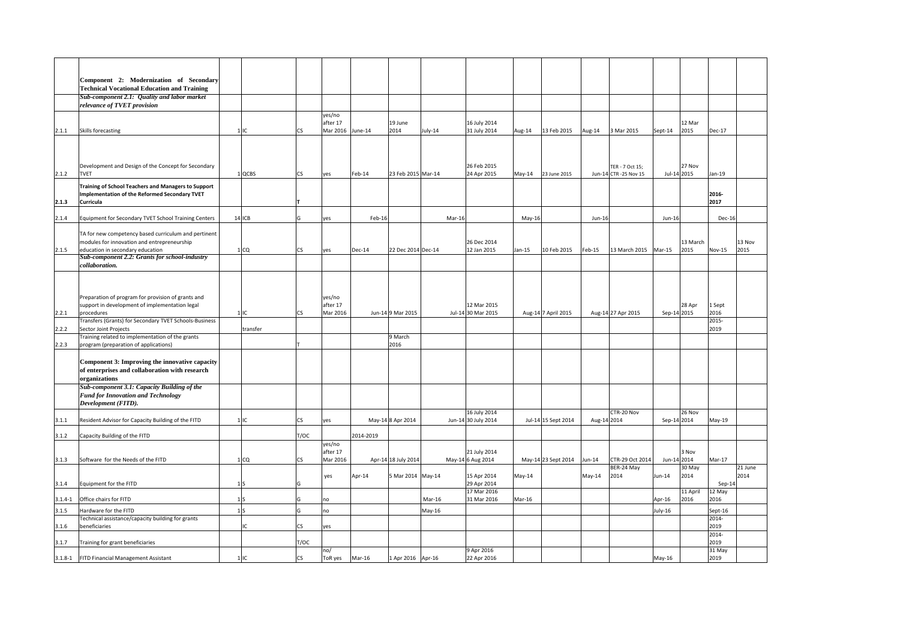| | | | | | | | | | | | | | | | | | |
|---|---|---|---|---|---|---|---|---|---|---|---|---|---|---|---|---|---|
| | **Component 2: Modernization of Secondary Technical Vocational Education and Training** | | | | | | | | | | | | | | | | |
| | ***Sub-component 2.1: Quality and labor market relevance of TVET provision*** | | | | | | | | | | | | | | | | |
| 2.1.1 | Skills forecasting | 1 | IC | CS | yes/no after 17 Mar 2016 | June-14 | 19 June 2014 | July-14 | 16 July 2014 31 July 2014 | Aug-14 | 13 Feb 2015 | Aug-14 | 3 Mar 2015 | Sept-14 | 12 Mar 2015 | Dec-17 | |
| 2.1.2 | Development and Design of the Concept for Secondary TVET | 1 | QCBS | CS | yes | Feb-14 | 23 Feb 2015 | Mar-14 | 26 Feb 2015 24 Apr 2015 | May-14 | 23 June 2015 | Jun-14 | TER - 7 Oct 15; CTR -25 Nov 15 | Jul-14 | 27 Nov 2015 | Jan-19 | |
| **2.1.3** | **Training of School Teachers and Managers to Support Implementation of the Reformed Secondary TVET Curricula** | | | T | | | | | | | | | | | | **2016-2017** | |
| 2.1.4 | Equipment for Secondary TVET School Training Centers | 14 | ICB | G | yes | Feb-16 | | Mar-16 | | May-16 | | Jun-16 | | Jun-16 | | Dec-16 | |
| 2.1.5 | TA for new competency based curriculum and pertinent modules for innovation and entrepreneurship education in secondary education | 1 | CQ | CS | yes | Dec-14 | 22 Dec 2014 | Dec-14 | 26 Dec 2014 12 Jan 2015 | Jan-15 | 10 Feb 2015 | Feb-15 | 13 March 2015 | Mar-15 | 13 March 2015 | Nov-15 | 13 Nov 2015 |
| | ***Sub-component 2.2: Grants for school-industry collaboration.*** | | | | | | | | | | | | | | | | |
| 2.2.1 | Preparation of program for provision of grants and support in development of implementation legal procedures | 1 | IC | CS | yes/no after 17 Mar 2016 | Jun-14 | 9 Mar 2015 | Jul-14 | 12 Mar 2015 30 Mar 2015 | Aug-14 | 7 April 2015 | Aug-14 | 27 Apr 2015 | Sep-14 | 28 Apr 2015 | 1 Sept 2016 | |
| 2.2.2 | Transfers (Grants) for Secondary TVET Schools-Business Sector Joint Projects | | transfer | | | | | | | | | | | | | 2015-2019 | |
| 2.2.3 | Training related to implementation of the grants program (preparation of applications) | | | T | | | 9 March 2016 | | | | | | | | | | |
| | **Component 3: Improving the innovative capacity of enterprises and collaboration with research organizations** | | | | | | | | | | | | | | | | |
| | ***Sub-component 3.1: Capacity Building of the Fund for Innovation and Technology Development (FITD).*** | | | | | | | | | | | | | | | | |
| 3.1.1 | Resident Advisor for Capacity Building of the FITD | 1 | IC | CS | yes | May-14 | 8 Apr 2014 | Jun-14 | 16 July 2014 30 July 2014 | Jul-14 | 15 Sept 2014 | Aug-14 | CTR-20 Nov 2014 | Sep-14 | 26 Nov 2014 | May-19 | |
| 3.1.2 | Capacity Building of the FITD | | | T/OC | | 2014-2019 | | | | | | | | | | | |
| 3.1.3 | Software for the Needs of the FITD | 1 | CQ | CS | yes/no after 17 Mar 2016 | Apr-14 | 18 July 2014 | May-14 | 21 July 2014 6 Aug 2014 | May-14 | 23 Sept 2014 | Jun-14 | CTR-29 Oct 2014 | Jun-14 | 3 Nov 2014 | Mar-17 | |
| 3.1.4 | Equipment for the FITD | 1 | S | G | yes | Apr-14 | 5 Mar 2014 | May-14 | 15 Apr 2014 29 Apr 2014 | May-14 | | May-14 | BER-24 May 2014 | Jun-14 | 30 May 2014 | Sep-14 | 21 June 2014 |
| 3.1.4-1 | Office chairs for FITD | 1 | S | G | no | | | Mar-16 | 17 Mar 2016 31 Mar 2016 | Mar-16 | | | | Apr-16 | 11 April 2016 | 12 May 2016 | |
| 3.1.5 | Hardware for the FITD | 1 | S | G | no | | | May-16 | | | | | | July-16 | | Sept-16 | |
| 3.1.6 | Technical assistance/capacity building for grants beneficiaries | | IC | CS | yes | | | | | | | | | | | 2014-2019 | |
| 3.1.7 | Training for grant beneficiaries | | | T/OC | | | | | | | | | | | | 2014-2019 | |
| 3.1.8-1 | FITD Financial Management Assistant | 1 | IC | CS | no/ ToR yes | Mar-16 | 1 Apr 2016 | Apr-16 | 9 Apr 2016 22 Apr 2016 | | | | | May-16 | | 31 May 2019 | |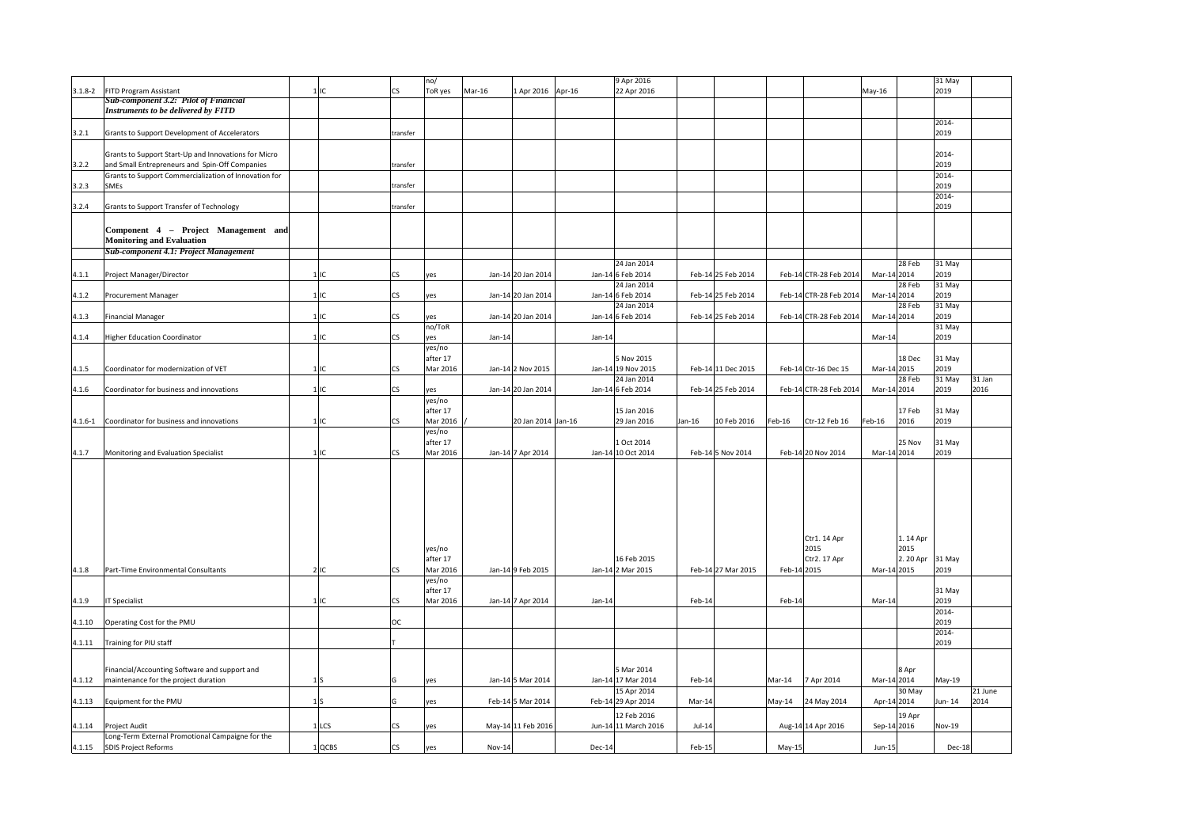| | | | | | | | | | | | | | | | | | |
|---|---|---|---|---|---|---|---|---|---|---|---|---|---|---|---|---|---|
| 3.1.8-2 | FITD Program Assistant | 1 | IC | CS | no/ ToR yes | Mar-16 | 1 Apr 2016 | Apr-16 | 9 Apr 2016 22 Apr 2016 | | | | | May-16 | | 31 May 2019 | |
| | ***Sub-component 3.2: Pilot of Financial Instruments to be delivered by FITD*** | | | | | | | | | | | | | | | | |
| 3.2.1 | Grants to Support Development of Accelerators | | | transfer | | | | | | | | | | | | 2014-2019 | |
| 3.2.2 | Grants to Support Start-Up and Innovations for Micro and Small Entrepreneurs and Spin-Off Companies | | | transfer | | | | | | | | | | | | 2014-2019 | |
| 3.2.3 | Grants to Support Commercialization of Innovation for SMEs | | | transfer | | | | | | | | | | | | 2014-2019 | |
| 3.2.4 | Grants to Support Transfer of Technology | | | transfer | | | | | | | | | | | | 2014-2019 | |
| | **Component 4 – Project Management and Monitoring and Evaluation** | | | | | | | | | | | | | | | | |
| | ***Sub-component 4.1: Project Management*** | | | | | | | | | | | | | | | | |
| 4.1.1 | Project Manager/Director | 1 | IC | CS | yes | Jan-14 | 20 Jan 2014 | Jan-14 | 24 Jan 2014 6 Feb 2014 | Feb-14 | 25 Feb 2014 | Feb-14 | CTR-28 Feb 2014 | Mar-14 | 28 Feb 2014 | 31 May 2019 | |
| 4.1.2 | Procurement Manager | 1 | IC | CS | yes | Jan-14 | 20 Jan 2014 | Jan-14 | 24 Jan 2014 6 Feb 2014 | Feb-14 | 25 Feb 2014 | Feb-14 | CTR-28 Feb 2014 | Mar-14 | 28 Feb 2014 | 31 May 2019 | |
| 4.1.3 | Financial Manager | 1 | IC | CS | yes | Jan-14 | 20 Jan 2014 | Jan-14 | 24 Jan 2014 6 Feb 2014 | Feb-14 | 25 Feb 2014 | Feb-14 | CTR-28 Feb 2014 | Mar-14 | 28 Feb 2014 | 31 May 2019 | |
| 4.1.4 | Higher Education Coordinator | 1 | IC | CS | no/ToR yes | Jan-14 | | Jan-14 | | | | | | Mar-14 | | 31 May 2019 | |
| 4.1.5 | Coordinator for modernization of VET | 1 | IC | CS | yes/no after 17 Mar 2016 | Jan-14 | 2 Nov 2015 | Jan-14 | 5 Nov 2015 19 Nov 2015 | Feb-14 | 11 Dec 2015 | Feb-14 | Ctr-16 Dec 15 | Mar-14 | 18 Dec 2015 | 31 May 2019 | |
| 4.1.6 | Coordinator for business and innovations | 1 | IC | CS | yes | Jan-14 | 20 Jan 2014 | Jan-14 | 24 Jan 2014 6 Feb 2014 | Feb-14 | 25 Feb 2014 | Feb-14 | CTR-28 Feb 2014 | Mar-14 | 28 Feb 2014 | 31 May 2019 | 31 Jan 2016 |
| 4.1.6-1 | Coordinator for business and innovations | 1 | IC | CS | yes/no after 17 Mar 2016 | / | 20 Jan 2014 | Jan-16 | 15 Jan 2016 29 Jan 2016 | Jan-16 | 10 Feb 2016 | Feb-16 | Ctr-12 Feb 16 | Feb-16 | 17 Feb 2016 | 31 May 2019 | |
| 4.1.7 | Monitoring and Evaluation Specialist | 1 | IC | CS | yes/no after 17 Mar 2016 | Jan-14 | 7 Apr 2014 | Jan-14 | 1 Oct 2014 10 Oct 2014 | Feb-14 | 5 Nov 2014 | Feb-14 | 20 Nov 2014 | Mar-14 | 25 Nov 2014 | 31 May 2019 | |
| 4.1.8 | Part-Time Environmental Consultants | 2 | IC | CS | yes/no after 17 Mar 2016 | Jan-14 | 9 Feb 2015 | Jan-14 | 16 Feb 2015 2 Mar 2015 | Feb-14 | 27 Mar 2015 | Feb-14 | Ctr1. 14 Apr 2015 Ctr2. 17 Apr 2015 | Mar-14 | 1. 14 Apr 2015 2. 20 Apr 2015 | 31 May 2019 | |
| 4.1.9 | IT Specialist | 1 | IC | CS | yes/no after 17 Mar 2016 | Jan-14 | 7 Apr 2014 | Jan-14 | | Feb-14 | | Feb-14 | | Mar-14 | | 31 May 2019 | |
| 4.1.10 | Operating Cost for the PMU | | | OC | | | | | | | | | | | | 2014-2019 | |
| 4.1.11 | Training for PIU staff | | | T | | | | | | | | | | | | 2014-2019 | |
| 4.1.12 | Financial/Accounting Software and support and maintenance for the project duration | 1 | S | G | yes | Jan-14 | 5 Mar 2014 | Jan-14 | 5 Mar 2014 17 Mar 2014 | Feb-14 | | Mar-14 | 7 Apr 2014 | Mar-14 | 8 Apr 2014 | May-19 | |
| 4.1.13 | Equipment for the PMU | 1 | S | G | yes | Feb-14 | 5 Mar 2014 | Feb-14 | 15 Apr 2014 29 Apr 2014 | Mar-14 | | May-14 | 24 May 2014 | Apr-14 | 30 May 2014 | Jun- 14 | 21 June 2014 |
| 4.1.14 | Project Audit | 1 | LCS | CS | yes | May-14 | 11 Feb 2016 | Jun-14 | 12 Feb 2016 11 March 2016 | Jul-14 | | Aug-14 | 14 Apr 2016 | Sep-14 | 19 Apr 2016 | Nov-19 | |
| 4.1.15 | Long-Term External Promotional Campaigne for the SDIS Project Reforms | 1 | QCBS | CS | yes | Nov-14 | | Dec-14 | | Feb-15 | | May-15 | | Jun-15 | | Dec-18 | |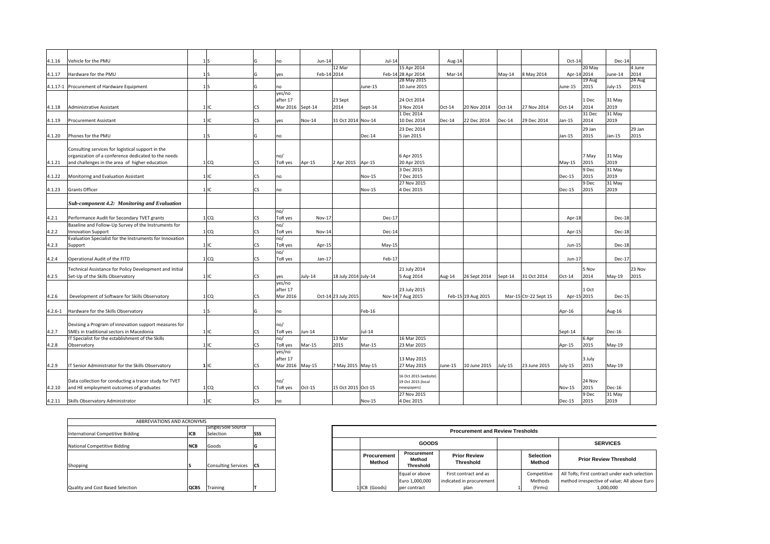| | | | | | | | | | | | | | | | | | |
|---|---|---|---|---|---|---|---|---|---|---|---|---|---|---|---|---|---|
| 4.1.16 | Vehicle for the PMU | 1 | S | G | no | Jun-14 | | Jul-14 | | Aug-14 | | | | Oct-14 | | Dec-14 | |
| 4.1.17 | Hardware for the PMU | 1 | S | G | yes | Feb-14 | 12 Mar 2014 | Feb-14 | 15 Apr 2014 28 Apr 2014 | Mar-14 | | May-14 | 8 May 2014 | Apr-14 | 20 May 2014 | June-14 | 4 June 2014 |
| 4.1.17-1 | Procurement of Hardware Equipment | 1 | S | G | no | | | June-15 | 28 May 2015 10 June 2015 | | | | | June-15 | 19 Aug 2015 | July-15 | 24 Aug 2015 |
| 4.1.18 | Administrative Assistant | 1 | IC | CS | yes/no after 17 Mar 2016 | Sept-14 | 23 Sept 2014 | Sept-14 | 24 Oct 2014 3 Nov 2014 | Oct-14 | 20 Nov 2014 | Oct-14 | 27 Nov 2014 | Oct-14 | 1 Dec 2014 | 31 May 2019 | |
| 4.1.19 | Procurement Assistant | 1 | IC | CS | yes | Nov-14 | 31 Oct 2014 | Nov-14 | 1 Dec 2014 10 Dec 2014 | Dec-14 | 22 Dec 2014 | Dec-14 | 29 Dec 2014 | Jan-15 | 31 Dec 2014 | 31 May 2019 | |
| 4.1.20 | Phones for the PMU | 1 | S | G | no | | | Dec-14 | 23 Dec 2014 5 Jan 2015 | | | | | Jan-15 | 29 Jan 2015 | Jan-15 | 29 Jan 2015 |
| 4.1.21 | Consulting services for logistical support in the organization of a conference dedicated to the needs and challenges in the area of higher education | 1 | CQ | CS | no/ ToR yes | Apr-15 | 2 Apr 2015 | Apr-15 | 6 Apr 2015 20 Apr 2015 | | | | | May-15 | 7 May 2015 | 31 May 2019 | |
| 4.1.22 | Monitoring and Evaluation Assistant | 1 | IC | CS | no | | | Nov-15 | 3 Dec 2015 7 Dec 2015 | | | | | Dec-15 | 9 Dec 2015 | 31 May 2019 | |
| 4.1.23 | Grants Officer | 1 | IC | CS | no | | | Nov-15 | 27 Nov 2015 4 Dec 2015 | | | | | Dec-15 | 9 Dec 2015 | 31 May 2019 | |
| | ***Sub-component 4.2: Monitoring and Evaluation*** | | | | | | | | | | | | | | | | |
| 4.2.1 | Performance Audit for Secondary TVET grants | 1 | CQ | CS | no/ ToR yes | Nov-17 | | Dec-17 | | | | | | Apr-18 | | Dec-18 | |
| 4.2.2 | Baseline and Follow-Up Survey of the Instruments for Innovation Support | 1 | CQ | CS | no/ ToR yes | Nov-14 | | Dec-14 | | | | | | Apr-15 | | Dec-18 | |
| 4.2.3 | Evaluation Specialist for the Instruments for Innovation Support | 1 | IC | CS | no/ ToR yes | Apr-15 | | May-15 | | | | | | Jun-15 | | Dec-18 | |
| 4.2.4 | Operational Audit of the FITD | 1 | CQ | CS | no/ ToR yes | Jan-17 | | Feb-17 | | | | | | Jun-17 | | Dec-17 | |
| 4.2.5 | Technical Assistance for Policy Development and Initial Set-Up of the Skills Observatory | 1 | IC | CS | yes | July-14 | 18 July 2014 | July-14 | 21 July 2014 5 Aug 2014 | Aug-14 | 26 Sept 2014 | Sept-14 | 31 Oct 2014 | Oct-14 | 5 Nov 2014 | May-19 | 23 Nov 2015 |
| 4.2.6 | Development of Software for Skills Observatory | 1 | CQ | CS | yes/no after 17 Mar 2016 | Oct-14 | 23 July 2015 | Nov-14 | 23 July 2015 7 Aug 2015 | Feb-15 | 19 Aug 2015 | Mar-15 | Ctr-22 Sept 15 | Apr-15 | 1 Oct 2015 | Dec-15 | |
| 4.2.6-1 | Hardware for the Skills Observatory | 1 | S | G | no | | | Feb-16 | | | | | | Apr-16 | | Aug-16 | |
| 4.2.7 | Devising a Program of innovation support measures for SMEs in traditional sectors in Macedonia | 1 | IC | CS | no/ ToR yes | Jun-14 | | Jul-14 | | | | | | Sept-14 | | Dec-16 | |
| 4.2.8 | IT Specialist for the establishment of the Skills Observatory | 1 | IC | CS | no/ ToR yes | Mar-15 | 13 Mar 2015 | Mar-15 | 16 Mar 2015 23 Mar 2015 | | | | | Apr-15 | 6 Apr 2015 | May-19 | |
| 4.2.9 | IT Senior Administrator for the Skills Observatory | **1** | IC | CS | yes/no after 17 Mar 2016 | May-15 | 7 May 2015 | May-15 | 13 May 2015 27 May 2015 | June-15 | 10 June 2015 | July-15 | 23 June 2015 | July-15 | 3 July 2015 | May-19 | |
| 4.2.10 | Data collection for conducting a tracer study for TVET and HE employment outcomes of graduates | 1 | CQ | CS | no/ ToR yes | Oct-15 | 15 Oct 2015 | Oct-15 | 16 Oct 2015 (website) 19 Oct 2015 (local newspapers) | | | | | Nov-15 | 24 Nov 2015 | Dec-16 | |
| 4.2.11 | Skills Observatory Administrator | 1 | IC | CS | no | | | Nov-15 | 27 Nov 2015 4 Dec 2015 | | | | | Dec-15 | 9 Dec 2015 | 31 May 2019 | |

| ABBREVIATIONS AND ACRONYMS | | | |
|---|---|---|---|
| International Competitive Bidding | ICB | Single/Sole Source Selection | SSS |
| National Competitive Bidding | NCB | Goods | G |
| Shopping | S | Consulting Services | CS |
| Quality and Cost Based Selection | QCBS | Training | T |

| **Procurement and Review Tresholds** | | | | | |
|---|---|---|---|---|---|
| **GOODS** | | | | **SERVICES** | |
| **Procurement Method** | **Procurement Method Threshold** | **Prior Review Threshold** | | **Selection Method** | **Prior Review Threshold** |
| 1 ICB (Goods) | Equal or above Euro 1,000,000 per contract | First contract and as indicated in procurement plan | 1 | Competitive Methods (Firms) | All ToRs; First contract under each selection method irrespective of value; All above Euro 1,000,000 |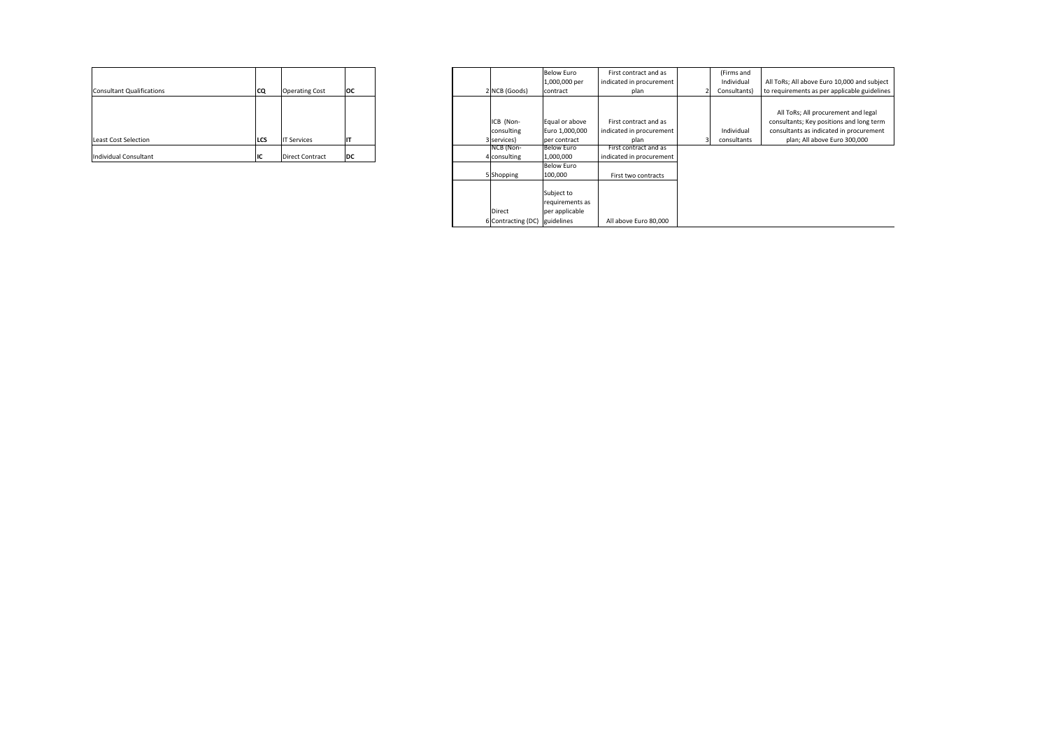| | | | |
|---|---|---|---|
| Consultant Qualifications | CQ | Operating Cost | OC |
| Least Cost Selection | LCS | IT Services | IT |
| Individual Consultant | IC | Direct Contract | DC |

| | | | |
|---|---|---|---|
| 2 | NCB (Goods) | Below Euro 1,000,000 per contract | First contract and as indicated in procurement plan |
| 3 | ICB (Non-consulting services) | Equal or above Euro 1,000,000 per contract | First contract and as indicated in procurement plan |
| 4 | NCB (Non-consulting | Below Euro 1,000,000 | First contract and as indicated in procurement |
| 5 | Shopping | Below Euro 100,000 | First two contracts |
| 6 | Direct Contracting (DC) | Subject to requirements as per applicable guidelines | All above Euro 80,000 |

| | | |
|---|---|---|
| 2 | (Firms and Individual Consultants) | All ToRs; All above Euro 10,000 and subject to requirements as per applicable guidelines |
| 3 | Individual consultants | All ToRs; All procurement and legal consultants; Key positions and long term consultants as indicated in procurement plan; All above Euro 300,000 |